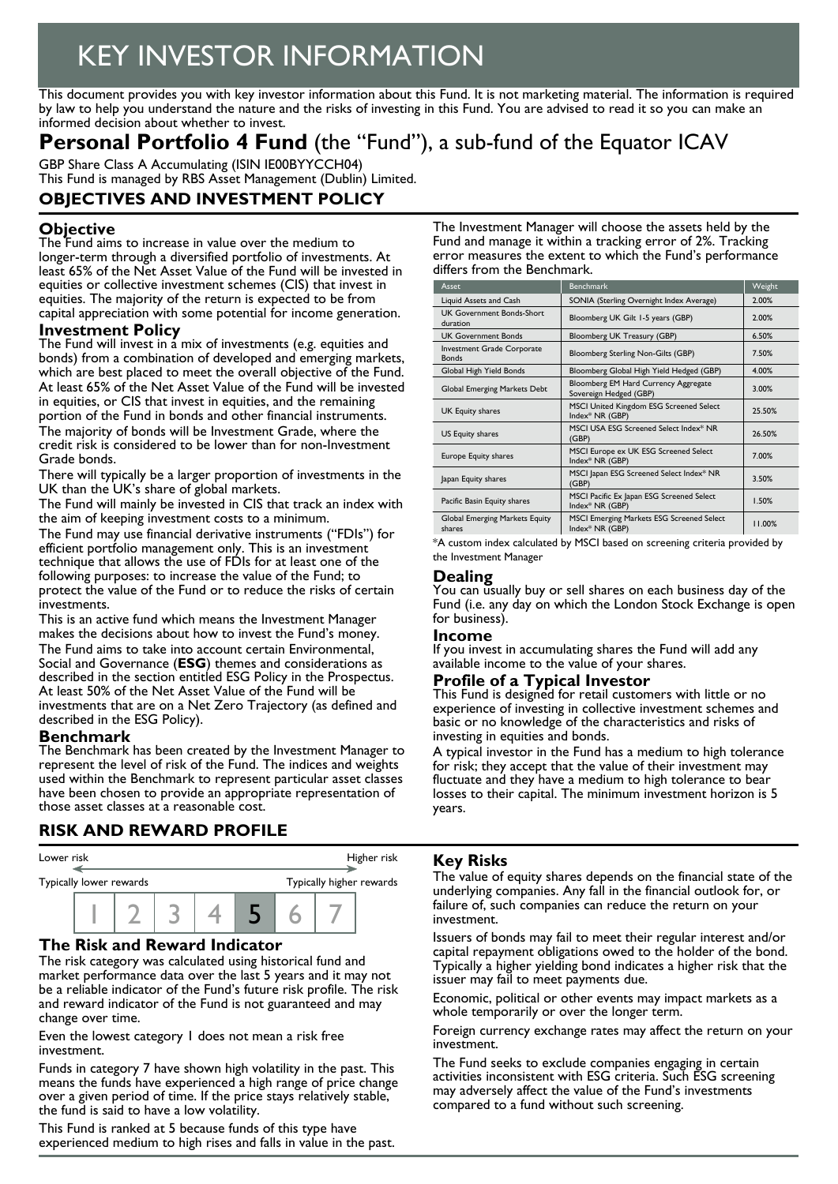# KEY INVESTOR INFORMATION

This document provides you with key investor information about this Fund. It is not marketing material. The information is required by law to help you understand the nature and the risks of investing in this Fund. You are advised to read it so you can make an informed decision about whether to invest.

# **Personal Portfolio 4 Fund** (the "Fund"), a sub-fund of the Equator ICAV

GBP Share Class A Accumulating (ISIN IE00BYYCCH04)
This Fund is managed by RBS Asset Management (Dublin) Limited.

## OBJECTIVES AND INVESTMENT POLICY

### Objective

The Fund aims to increase in value over the medium to longer-term through a diversified portfolio of investments. At least 65% of the Net Asset Value of the Fund will be invested in equities or collective investment schemes (CIS) that invest in equities. The majority of the return is expected to be from capital appreciation with some potential for income generation.

### Investment Policy

The Fund will invest in a mix of investments (e.g. equities and bonds) from a combination of developed and emerging markets, which are best placed to meet the overall objective of the Fund. At least 65% of the Net Asset Value of the Fund will be invested in equities, or CIS that invest in equities, and the remaining portion of the Fund in bonds and other financial instruments.

The majority of bonds will be Investment Grade, where the credit risk is considered to be lower than for non-Investment Grade bonds.

There will typically be a larger proportion of investments in the UK than the UK's share of global markets.

The Fund will mainly be invested in CIS that track an index with the aim of keeping investment costs to a minimum.

The Fund may use financial derivative instruments ("FDIs") for efficient portfolio management only. This is an investment technique that allows the use of FDIs for at least one of the following purposes: to increase the value of the Fund; to protect the value of the Fund or to reduce the risks of certain investments.

This is an active fund which means the Investment Manager makes the decisions about how to invest the Fund's money.

The Fund aims to take into account certain Environmental, Social and Governance (**ESG**) themes and considerations as described in the section entitled ESG Policy in the Prospectus. At least 50% of the Net Asset Value of the Fund will be investments that are on a Net Zero Trajectory (as defined and described in the ESG Policy).

### Benchmark

The Benchmark has been created by the Investment Manager to represent the level of risk of the Fund. The indices and weights used within the Benchmark to represent particular asset classes have been chosen to provide an appropriate representation of those asset classes at a reasonable cost.

The Investment Manager will choose the assets held by the Fund and manage it within a tracking error of 2%. Tracking error measures the extent to which the Fund's performance differs from the Benchmark.

| Asset | Benchmark | Weight |
| --- | --- | --- |
| Liquid Assets and Cash | SONIA (Sterling Overnight Index Average) | 2.00% |
| UK Government Bonds-Short duration | Bloomberg UK Gilt 1-5 years (GBP) | 2.00% |
| UK Government Bonds | Bloomberg UK Treasury (GBP) | 6.50% |
| Investment Grade Corporate Bonds | Bloomberg Sterling Non-Gilts (GBP) | 7.50% |
| Global High Yield Bonds | Bloomberg Global High Yield Hedged (GBP) | 4.00% |
| Global Emerging Markets Debt | Bloomberg EM Hard Currency Aggregate Sovereign Hedged (GBP) | 3.00% |
| UK Equity shares | MSCI United Kingdom ESG Screened Select Index* NR (GBP) | 25.50% |
| US Equity shares | MSCI USA ESG Screened Select Index* NR (GBP) | 26.50% |
| Europe Equity shares | MSCI Europe ex UK ESG Screened Select Index* NR (GBP) | 7.00% |
| Japan Equity shares | MSCI Japan ESG Screened Select Index* NR (GBP) | 3.50% |
| Pacific Basin Equity shares | MSCI Pacific Ex Japan ESG Screened Select Index* NR (GBP) | 1.50% |
| Global Emerging Markets Equity shares | MSCI Emerging Markets ESG Screened Select Index* NR (GBP) | 11.00% |

*A custom index calculated by MSCI based on screening criteria provided by the Investment Manager

### Dealing

You can usually buy or sell shares on each business day of the Fund (i.e. any day on which the London Stock Exchange is open for business).

### Income

If you invest in accumulating shares the Fund will add any available income to the value of your shares.

### Profile of a Typical Investor

This Fund is designed for retail customers with little or no experience of investing in collective investment schemes and basic or no knowledge of the characteristics and risks of investing in equities and bonds.

A typical investor in the Fund has a medium to high tolerance for risk; they accept that the value of their investment may fluctuate and they have a medium to high tolerance to bear losses to their capital. The minimum investment horizon is 5 years.

## RISK AND REWARD PROFILE

Lower risk — Higher risk

Typically lower rewards — Typically higher rewards

| 1 | 2 | 3 | 4 | **5** | 6 | 7 |
| --- | --- | --- | --- | --- | --- | --- |

### The Risk and Reward Indicator

The risk category was calculated using historical fund and market performance data over the last 5 years and it may not be a reliable indicator of the Fund's future risk profile. The risk and reward indicator of the Fund is not guaranteed and may change over time.

Even the lowest category 1 does not mean a risk free investment.

Funds in category 7 have shown high volatility in the past. This means the funds have experienced a high range of price change over a given period of time. If the price stays relatively stable, the fund is said to have a low volatility.

This Fund is ranked at 5 because funds of this type have experienced medium to high rises and falls in value in the past.

### Key Risks

The value of equity shares depends on the financial state of the underlying companies. Any fall in the financial outlook for, or failure of, such companies can reduce the return on your investment.

Issuers of bonds may fail to meet their regular interest and/or capital repayment obligations owed to the holder of the bond. Typically a higher yielding bond indicates a higher risk that the issuer may fail to meet payments due.

Economic, political or other events may impact markets as a whole temporarily or over the longer term.

Foreign currency exchange rates may affect the return on your investment.

The Fund seeks to exclude companies engaging in certain activities inconsistent with ESG criteria. Such ESG screening may adversely affect the value of the Fund's investments compared to a fund without such screening.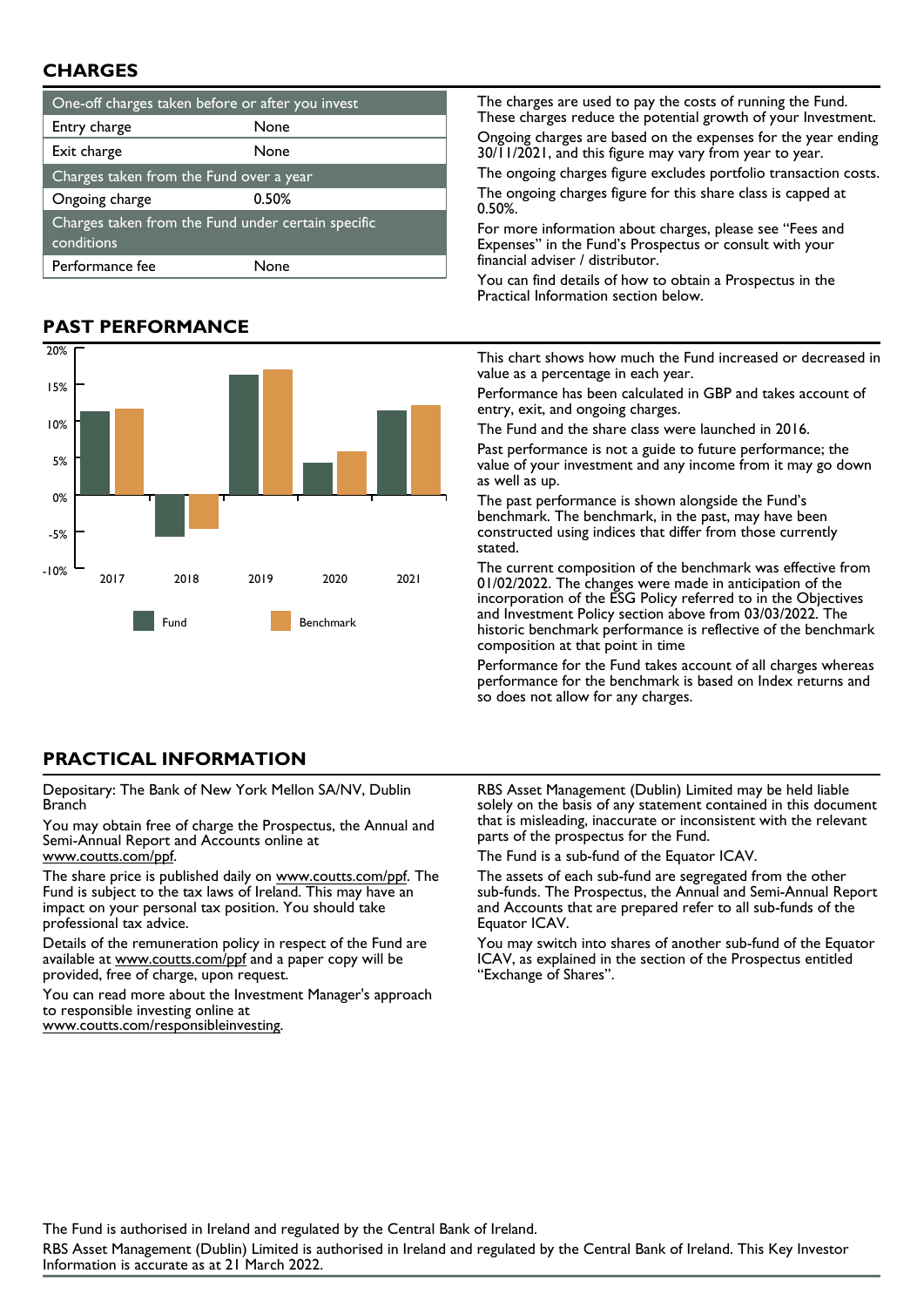## CHARGES

| One-off charges taken before or after you invest | |
|---|---|
| Entry charge | None |
| Exit charge | None |
| **Charges taken from the Fund over a year** | |
| Ongoing charge | 0.50% |
| **Charges taken from the Fund under certain specific conditions** | |
| Performance fee | None |

The charges are used to pay the costs of running the Fund. These charges reduce the potential growth of your Investment.

Ongoing charges are based on the expenses for the year ending 30/11/2021, and this figure may vary from year to year.

The ongoing charges figure excludes portfolio transaction costs.

The ongoing charges figure for this share class is capped at 0.50%.

For more information about charges, please see "Fees and Expenses" in the Fund's Prospectus or consult with your financial adviser / distributor.

You can find details of how to obtain a Prospectus in the Practical Information section below.

## PAST PERFORMANCE

20%
15%
10%
5%
0%
-5%
-10%

2017 2018 2019 2020 2021

Fund
Benchmark

This chart shows how much the Fund increased or decreased in value as a percentage in each year.

Performance has been calculated in GBP and takes account of entry, exit, and ongoing charges.

The Fund and the share class were launched in 2016.

Past performance is not a guide to future performance; the value of your investment and any income from it may go down as well as up.

The past performance is shown alongside the Fund's benchmark. The benchmark, in the past, may have been constructed using indices that differ from those currently stated.

The current composition of the benchmark was effective from 01/02/2022. The changes were made in anticipation of the incorporation of the ESG Policy referred to in the Objectives and Investment Policy section above from 03/03/2022. The historic benchmark performance is reflective of the benchmark composition at that point in time

Performance for the Fund takes account of all charges whereas performance for the benchmark is based on Index returns and so does not allow for any charges.

## PRACTICAL INFORMATION

Depositary: The Bank of New York Mellon SA/NV, Dublin Branch

You may obtain free of charge the Prospectus, the Annual and Semi-Annual Report and Accounts online at www.coutts.com/ppf.

The share price is published daily on www.coutts.com/ppf. The Fund is subject to the tax laws of Ireland. This may have an impact on your personal tax position. You should take professional tax advice.

Details of the remuneration policy in respect of the Fund are available at www.coutts.com/ppf and a paper copy will be provided, free of charge, upon request.

You can read more about the Investment Manager's approach to responsible investing online at www.coutts.com/responsibleinvesting.

RBS Asset Management (Dublin) Limited may be held liable solely on the basis of any statement contained in this document that is misleading, inaccurate or inconsistent with the relevant parts of the prospectus for the Fund.

The Fund is a sub-fund of the Equator ICAV.

The assets of each sub-fund are segregated from the other sub-funds. The Prospectus, the Annual and Semi-Annual Report and Accounts that are prepared refer to all sub-funds of the Equator ICAV.

You may switch into shares of another sub-fund of the Equator ICAV, as explained in the section of the Prospectus entitled "Exchange of Shares".

The Fund is authorised in Ireland and regulated by the Central Bank of Ireland.

RBS Asset Management (Dublin) Limited is authorised in Ireland and regulated by the Central Bank of Ireland. This Key Investor Information is accurate as at 21 March 2022.